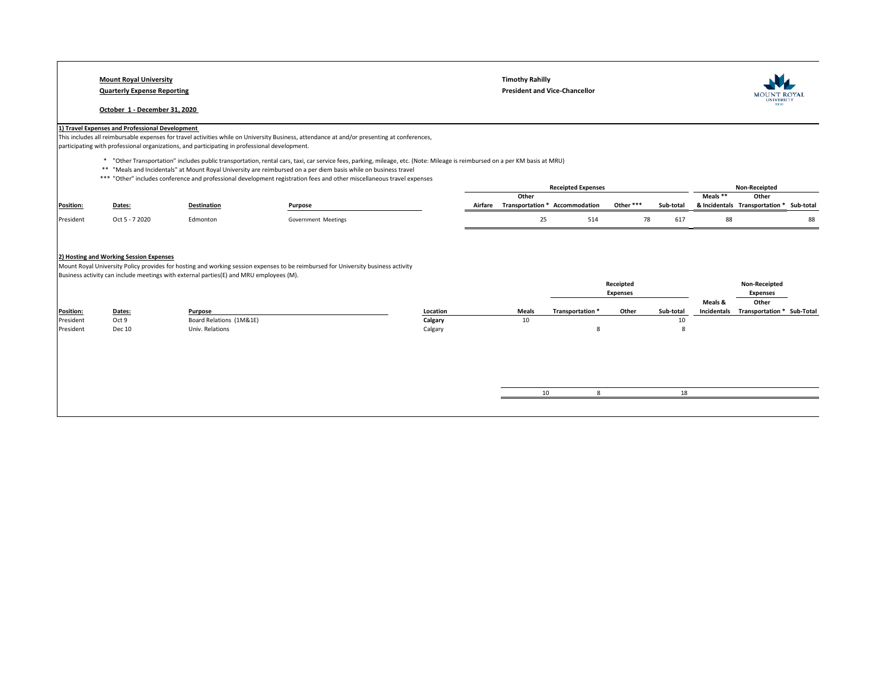**Mount Royal University**

**Quarterly Expense Reporting**

**October 1 - December 31, 2020**

**Timothy Rahilly**

**President and Vice-Chancellor**

**1) Travel Expenses and Professional Development**

This includes all reimbursable expenses for travel activities while on University Business, attendance at and/or presenting at conferences, participating with professional organizations, and participating in professional development.

\* "Other Transportation" includes public transportation, rental cars, taxi, car service fees, parking, mileage, etc. (Note: Mileage is reimbursed on a per KM basis at MRU)

\*\* "Meals and Incidentals" at Mount Royal University are reimbursed on a per diem basis while on business travel

\*\*\* "Other" includes conference and professional development registration fees and other miscellaneous travel expenses

| | | | | Receipted Expenses | | | | | Non-Receipted | | |
|---|---|---|---|---|---|---|---|---|---|---|---|
| **Position:** | **Dates:** | **Destination** | **Purpose** | **Airfare** | **Other Transportation \*** | **Accommodation** | **Other \*\*\*** | **Sub-total** | **Meals \*\* & Incidentals** | **Other Transportation \*** | **Sub-total** |
| President | Oct 5 - 7 2020 | Edmonton | Government Meetings | | 25 | 514 | 78 | 617 | 88 | | 88 |

**2) Hosting and Working Session Expenses**

Mount Royal University Policy provides for hosting and working session expenses to be reimbursed for University business activity

Business activity can include meetings with external parties(E) and MRU employees (M).

| | | | | Receipted Expenses | | | | Non-Receipted Expenses | | |
|---|---|---|---|---|---|---|---|---|---|---|
| **Position:** | **Dates:** | **Purpose** | **Location** | **Meals** | **Transportation \*** | **Other** | **Sub-total** | **Meals & Incidentals** | **Other Transportation \*** | **Sub-Total** |
| President | Oct 9 | Board Relations (1M&1E) | Calgary | 10 | | | 10 | | | |
| President | Dec 10 | Univ. Relations | Calgary | | 8 | | 8 | | | |
| | | | | 10 | 8 | | 18 | | | |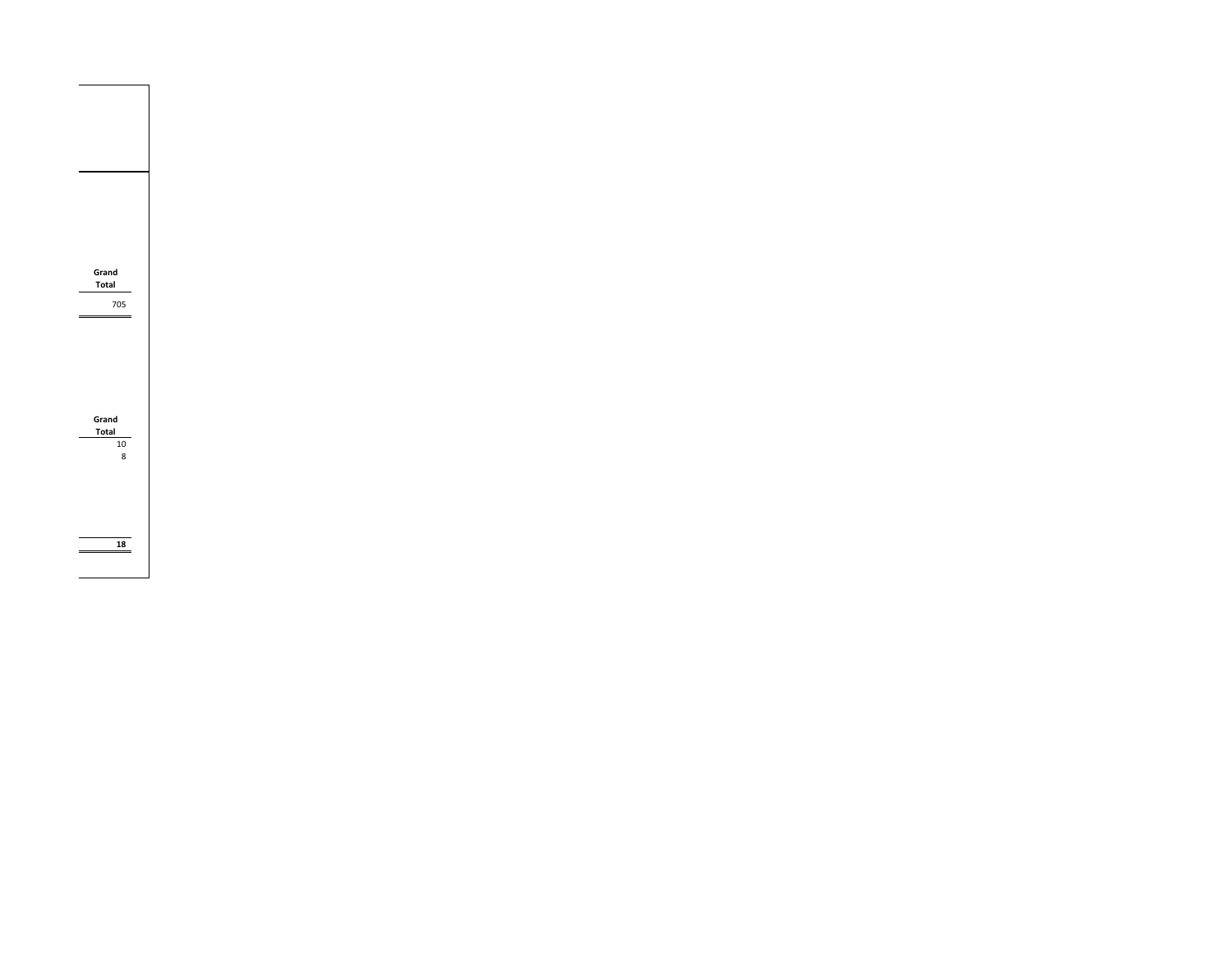| Grand Total |
|---|
| 705 |

| Grand Total |
|---|
| 10 |
| 8 |
| **18** |